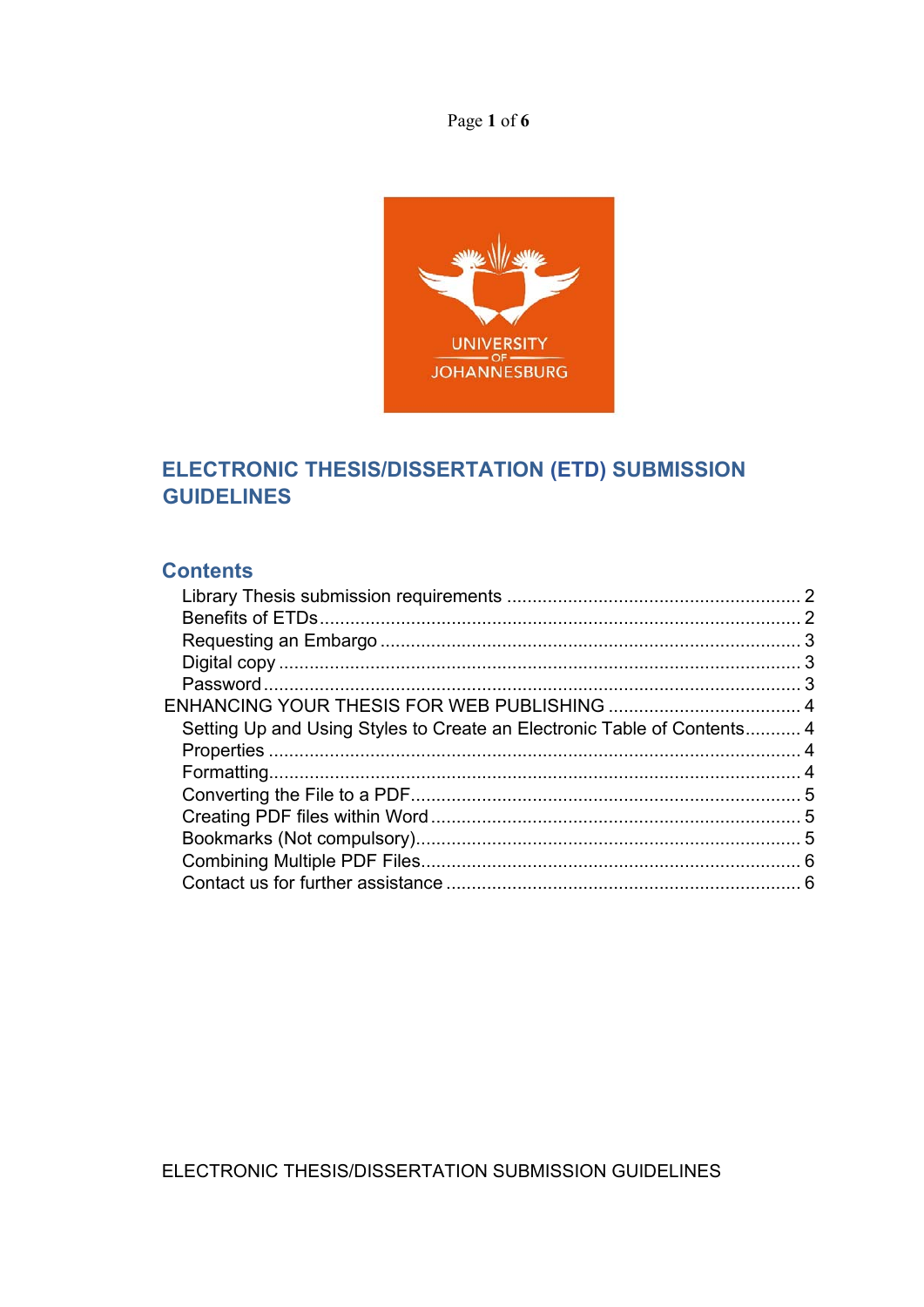# ELECTRONIC THESIS/DISSERTATION (ETD) SUBMISSION GUIDELINES

## Contents

- Library Thesis submission requirements .......... 2
- Benefits of ETDs .......... 2
- Requesting an Embargo .......... 3
- Digital copy .......... 3
- Password .......... 3

ENHANCING YOUR THESIS FOR WEB PUBLISHING .......... 4

- Setting Up and Using Styles to Create an Electronic Table of Contents .......... 4
- Properties .......... 4
- Formatting .......... 4
- Converting the File to a PDF .......... 5
- Creating PDF files within Word .......... 5
- Bookmarks (Not compulsory) .......... 5
- Combining Multiple PDF Files .......... 6
- Contact us for further assistance .......... 6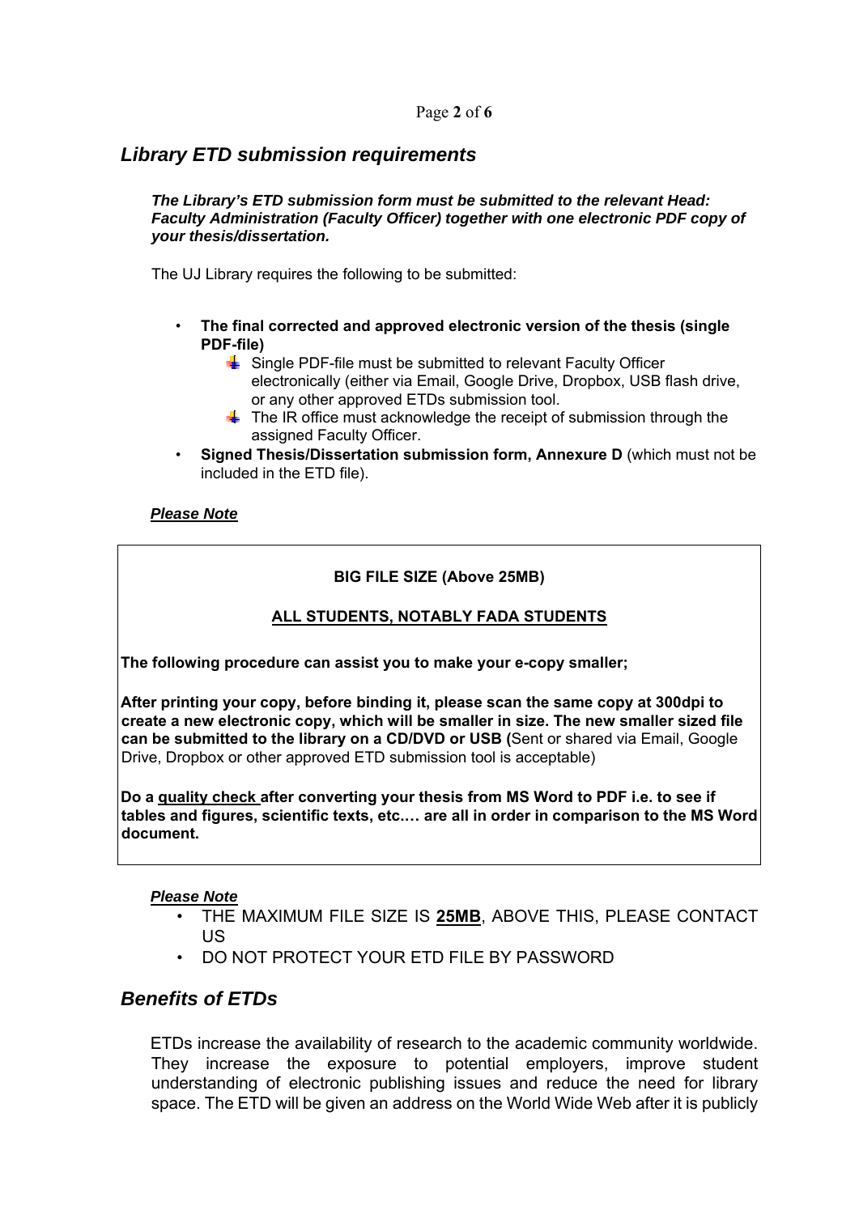## *Library ETD submission requirements*

***The Library's ETD submission form must be submitted to the relevant Head: Faculty Administration (Faculty Officer) together with one electronic PDF copy of your thesis/dissertation.***

The UJ Library requires the following to be submitted:

- **The final corrected and approved electronic version of the thesis (single PDF-file)**
  - Single PDF-file must be submitted to relevant Faculty Officer electronically (either via Email, Google Drive, Dropbox, USB flash drive, or any other approved ETDs submission tool.
  - The IR office must acknowledge the receipt of submission through the assigned Faculty Officer.
- **Signed Thesis/Dissertation submission form, Annexure D** (which must not be included in the ETD file).

***Please Note***

**BIG FILE SIZE (Above 25MB)**

**ALL STUDENTS, NOTABLY FADA STUDENTS**

**The following procedure can assist you to make your e-copy smaller;**

**After printing your copy, before binding it, please scan the same copy at 300dpi to create a new electronic copy, which will be smaller in size. The new smaller sized file can be submitted to the library on a CD/DVD or USB (**Sent or shared via Email, Google Drive, Dropbox or other approved ETD submission tool is acceptable)

**Do a quality check after converting your thesis from MS Word to PDF i.e. to see if tables and figures, scientific texts, etc.… are all in order in comparison to the MS Word document.**

***Please Note***

- THE MAXIMUM FILE SIZE IS **25MB**, ABOVE THIS, PLEASE CONTACT US
- DO NOT PROTECT YOUR ETD FILE BY PASSWORD

## *Benefits of ETDs*

ETDs increase the availability of research to the academic community worldwide. They increase the exposure to potential employers, improve student understanding of electronic publishing issues and reduce the need for library space. The ETD will be given an address on the World Wide Web after it is publicly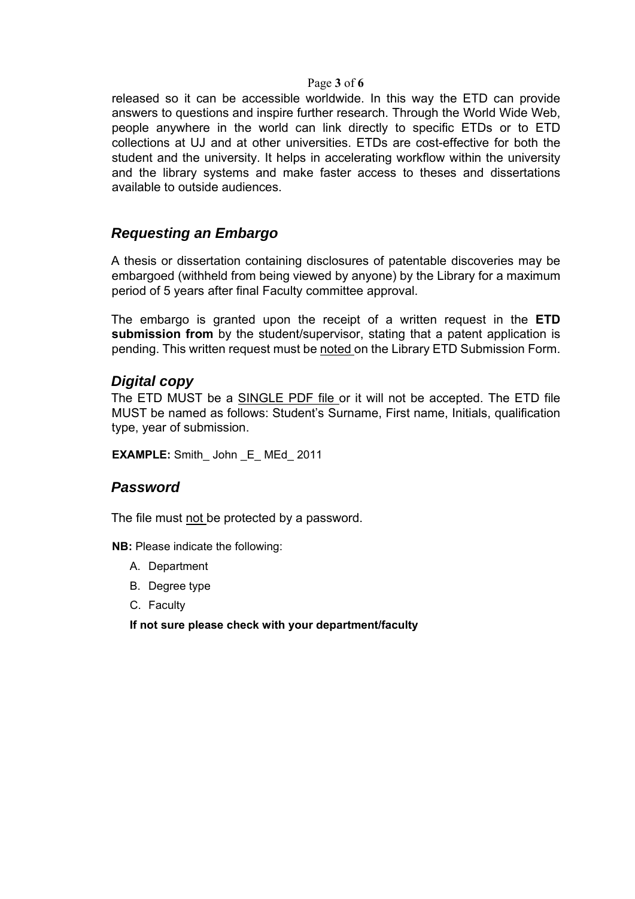released so it can be accessible worldwide. In this way the ETD can provide answers to questions and inspire further research. Through the World Wide Web, people anywhere in the world can link directly to specific ETDs or to ETD collections at UJ and at other universities. ETDs are cost-effective for both the student and the university. It helps in accelerating workflow within the university and the library systems and make faster access to theses and dissertations available to outside audiences.

## *Requesting an Embargo*

A thesis or dissertation containing disclosures of patentable discoveries may be embargoed (withheld from being viewed by anyone) by the Library for a maximum period of 5 years after final Faculty committee approval.

The embargo is granted upon the receipt of a written request in the **ETD submission from** by the student/supervisor, stating that a patent application is pending. This written request must be noted on the Library ETD Submission Form.

## *Digital copy*

The ETD MUST be a SINGLE PDF file or it will not be accepted. The ETD file MUST be named as follows: Student's Surname, First name, Initials, qualification type, year of submission.

**EXAMPLE:** Smith_ John _E_ MEd_ 2011

## *Password*

The file must not be protected by a password.

**NB:** Please indicate the following:

A. Department
B. Degree type
C. Faculty

**If not sure please check with your department/faculty**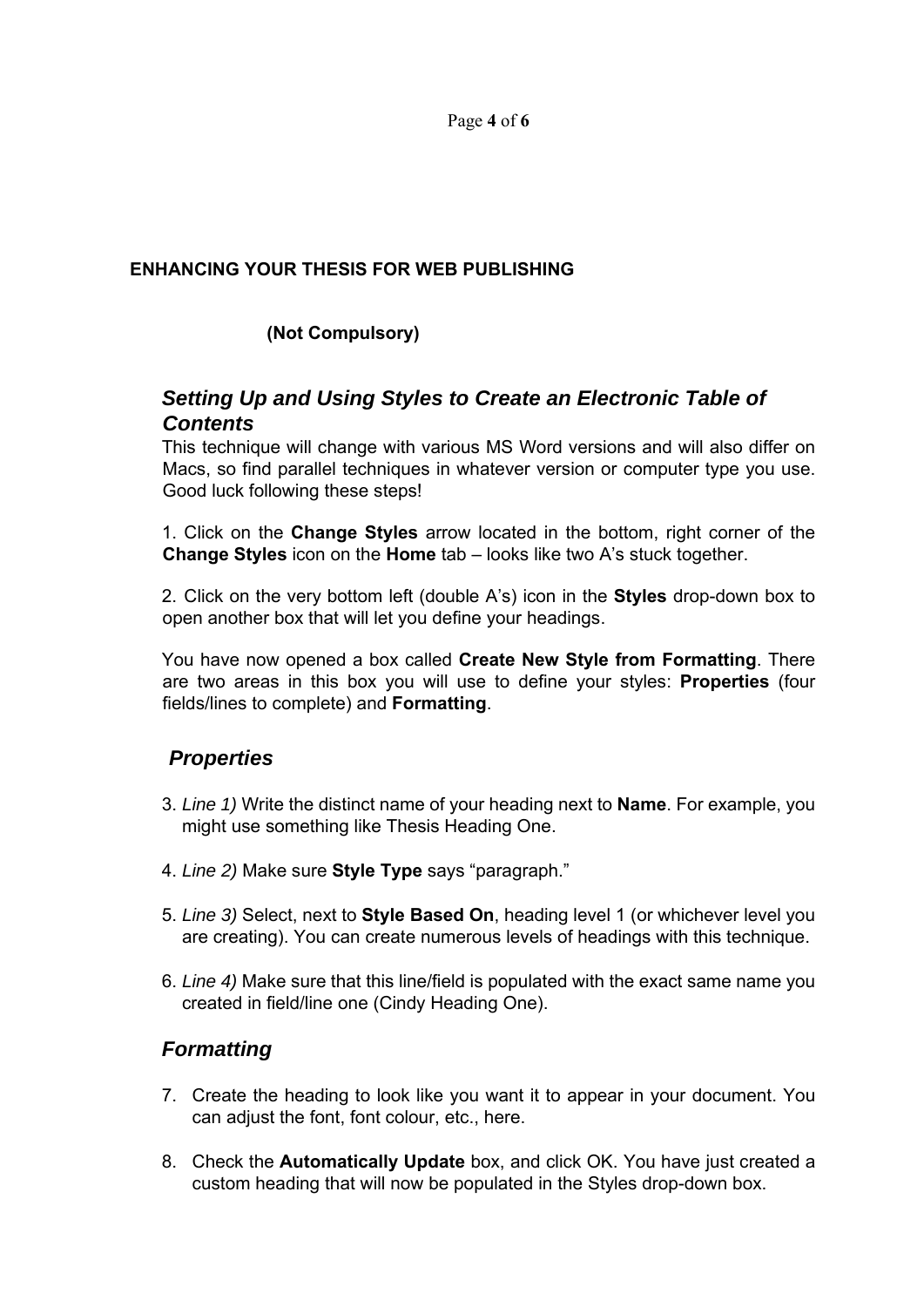**ENHANCING YOUR THESIS FOR WEB PUBLISHING**

**(Not Compulsory)**

## *Setting Up and Using Styles to Create an Electronic Table of Contents*

This technique will change with various MS Word versions and will also differ on Macs, so find parallel techniques in whatever version or computer type you use. Good luck following these steps!

1. Click on the **Change Styles** arrow located in the bottom, right corner of the **Change Styles** icon on the **Home** tab – looks like two A's stuck together.

2. Click on the very bottom left (double A's) icon in the **Styles** drop-down box to open another box that will let you define your headings.

You have now opened a box called **Create New Style from Formatting**. There are two areas in this box you will use to define your styles: **Properties** (four fields/lines to complete) and **Formatting**.

### *Properties*

3. *Line 1)* Write the distinct name of your heading next to **Name**. For example, you might use something like Thesis Heading One.

4. *Line 2)* Make sure **Style Type** says "paragraph."

5. *Line 3)* Select, next to **Style Based On**, heading level 1 (or whichever level you are creating). You can create numerous levels of headings with this technique.

6. *Line 4)* Make sure that this line/field is populated with the exact same name you created in field/line one (Cindy Heading One).

### *Formatting*

7. Create the heading to look like you want it to appear in your document. You can adjust the font, font colour, etc., here.

8. Check the **Automatically Update** box, and click OK. You have just created a custom heading that will now be populated in the Styles drop-down box.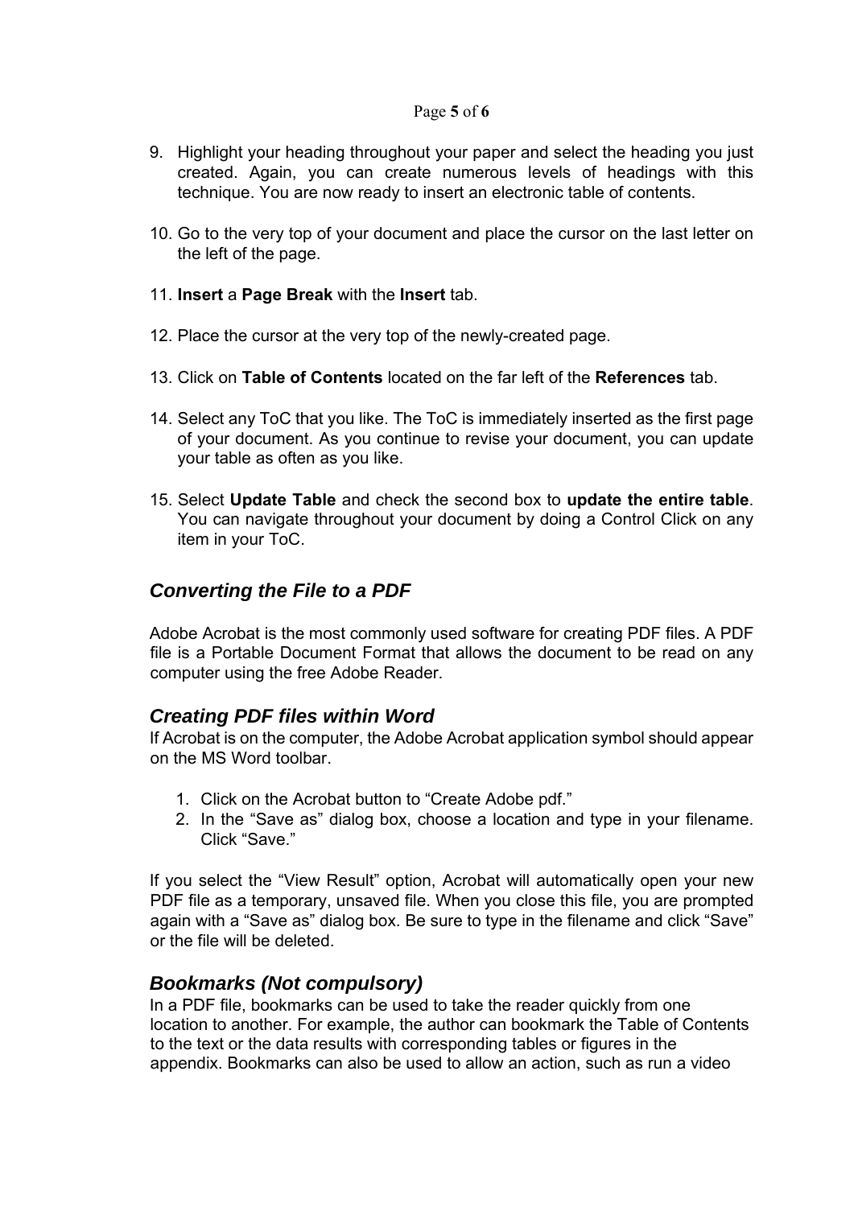9. Highlight your heading throughout your paper and select the heading you just created. Again, you can create numerous levels of headings with this technique. You are now ready to insert an electronic table of contents.

10. Go to the very top of your document and place the cursor on the last letter on the left of the page.

11. **Insert** a **Page Break** with the **Insert** tab.

12. Place the cursor at the very top of the newly-created page.

13. Click on **Table of Contents** located on the far left of the **References** tab.

14. Select any ToC that you like. The ToC is immediately inserted as the first page of your document. As you continue to revise your document, you can update your table as often as you like.

15. Select **Update Table** and check the second box to **update the entire table**. You can navigate throughout your document by doing a Control Click on any item in your ToC.

## *Converting the File to a PDF*

Adobe Acrobat is the most commonly used software for creating PDF files. A PDF file is a Portable Document Format that allows the document to be read on any computer using the free Adobe Reader.

### *Creating PDF files within Word*

If Acrobat is on the computer, the Adobe Acrobat application symbol should appear on the MS Word toolbar.

1. Click on the Acrobat button to "Create Adobe pdf."
2. In the "Save as" dialog box, choose a location and type in your filename. Click "Save."

If you select the "View Result" option, Acrobat will automatically open your new PDF file as a temporary, unsaved file. When you close this file, you are prompted again with a "Save as" dialog box. Be sure to type in the filename and click "Save" or the file will be deleted.

### *Bookmarks (Not compulsory)*

In a PDF file, bookmarks can be used to take the reader quickly from one location to another. For example, the author can bookmark the Table of Contents to the text or the data results with corresponding tables or figures in the appendix. Bookmarks can also be used to allow an action, such as run a video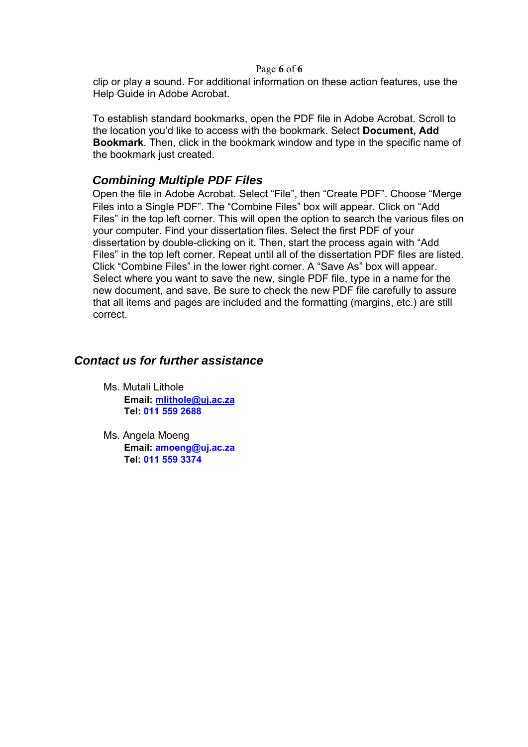clip or play a sound. For additional information on these action features, use the Help Guide in Adobe Acrobat.

To establish standard bookmarks, open the PDF file in Adobe Acrobat. Scroll to the location you'd like to access with the bookmark. Select **Document, Add Bookmark**. Then, click in the bookmark window and type in the specific name of the bookmark just created.

### *Combining Multiple PDF Files*

Open the file in Adobe Acrobat. Select "File", then "Create PDF". Choose "Merge Files into a Single PDF". The "Combine Files" box will appear. Click on "Add Files" in the top left corner. This will open the option to search the various files on your computer. Find your dissertation files. Select the first PDF of your dissertation by double-clicking on it. Then, start the process again with "Add Files" in the top left corner. Repeat until all of the dissertation PDF files are listed. Click "Combine Files" in the lower right corner. A "Save As" box will appear. Select where you want to save the new, single PDF file, type in a name for the new document, and save. Be sure to check the new PDF file carefully to assure that all items and pages are included and the formatting (margins, etc.) are still correct.

## *Contact us for further assistance*

Ms. Mutali Lithole
**Email: mlithole@uj.ac.za**
**Tel: 011 559 2688**

Ms. Angela Moeng
**Email: amoeng@uj.ac.za**
**Tel: 011 559 3374**